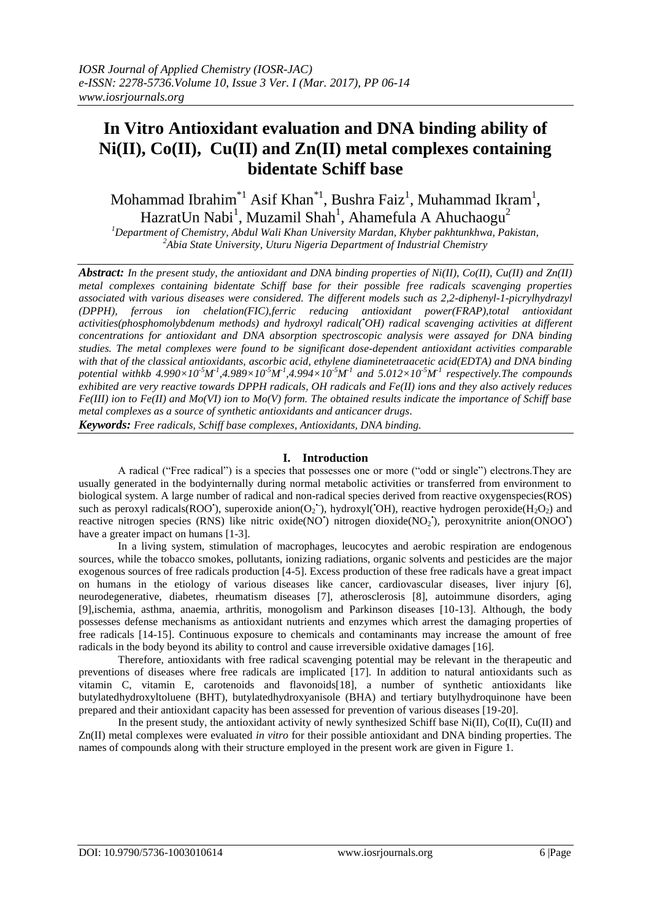# In Vitro Antioxidant evaluation and DNA binding ability of Ni(II), Co(II), Cu(II) and Zn(II) metal complexes containing bidentate Schiff base

Mohammad Ibrahim[*1] Asif Khan[*1], Bushra Faiz[1], Muhammad Ikram[1], HazratUn Nabi[1], Muzamil Shah[1], Ahamefula A Ahuchaogu[2]

[1]Department of Chemistry, Abdul Wali Khan University Mardan, Khyber pakhtunkhwa, Pakistan,
[2]Abia State University, Uturu Nigeria Department of Industrial Chemistry

***Abstract:*** *In the present study, the antioxidant and DNA binding properties of Ni(II), Co(II), Cu(II) and Zn(II) metal complexes containing bidentate Schiff base for their possible free radicals scavenging properties associated with various diseases were considered. The different models such as 2,2-diphenyl-1-picrylhydrazyl (DPPH), ferrous ion chelation(FIC),ferric reducing antioxidant power(FRAP),total antioxidant activities(phosphomolybdenum methods) and hydroxyl radical(•OH) radical scavenging activities at different concentrations for antioxidant and DNA absorption spectroscopic analysis were assayed for DNA binding studies. The metal complexes were found to be significant dose-dependent antioxidant activities comparable with that of the classical antioxidants, ascorbic acid, ethylene diaminetetraacetic acid(EDTA) and DNA binding potential withkb $4.990\times10^{-5}M^{-1}$,$4.989\times10^{-5}M^{-1}$,$4.994\times10^{-5}M^{-1}$ and $5.012\times10^{-5}M^{-1}$ respectively.The compounds exhibited are very reactive towards DPPH radicals, OH radicals and Fe(II) ions and they also actively reduces Fe(III) ion to Fe(II) and Mo(VI) ion to Mo(V) form. The obtained results indicate the importance of Schiff base metal complexes as a source of synthetic antioxidants and anticancer drugs.*

***Keywords:*** *Free radicals, Schiff base complexes, Antioxidants, DNA binding.*

## I. Introduction

A radical ("Free radical") is a species that possesses one or more ("odd or single") electrons.They are usually generated in the bodyinternally during normal metabolic activities or transferred from environment to biological system. A large number of radical and non-radical species derived from reactive oxygenspecies(ROS) such as peroxyl radicals(ROO•), superoxide anion($O_2^{•-}$), hydroxyl(•OH), reactive hydrogen peroxide($H_2O_2$) and reactive nitrogen species (RNS) like nitric oxide(NO•) nitrogen dioxide($NO_2^•$), peroxynitrite anion(ONOO•) have a greater impact on humans [1-3].

In a living system, stimulation of macrophages, leucocytes and aerobic respiration are endogenous sources, while the tobacco smokes, pollutants, ionizing radiations, organic solvents and pesticides are the major exogenous sources of free radicals production [4-5]. Excess production of these free radicals have a great impact on humans in the etiology of various diseases like cancer, cardiovascular diseases, liver injury [6], neurodegenerative, diabetes, rheumatism diseases [7], atherosclerosis [8], autoimmune disorders, aging [9],ischemia, asthma, anaemia, arthritis, monogolism and Parkinson diseases [10-13]. Although, the body possesses defense mechanisms as antioxidant nutrients and enzymes which arrest the damaging properties of free radicals [14-15]. Continuous exposure to chemicals and contaminants may increase the amount of free radicals in the body beyond its ability to control and cause irreversible oxidative damages [16].

Therefore, antioxidants with free radical scavenging potential may be relevant in the therapeutic and preventions of diseases where free radicals are implicated [17]. In addition to natural antioxidants such as vitamin C, vitamin E, carotenoids and flavonoids[18], a number of synthetic antioxidants like butylatedhydroxyltoluene (BHT), butylatedhydroxyanisole (BHA) and tertiary butylhydroquinone have been prepared and their antioxidant capacity has been assessed for prevention of various diseases [19-20].

In the present study, the antioxidant activity of newly synthesized Schiff base Ni(II), Co(II), Cu(II) and Zn(II) metal complexes were evaluated *in vitro* for their possible antioxidant and DNA binding properties. The names of compounds along with their structure employed in the present work are given in Figure 1.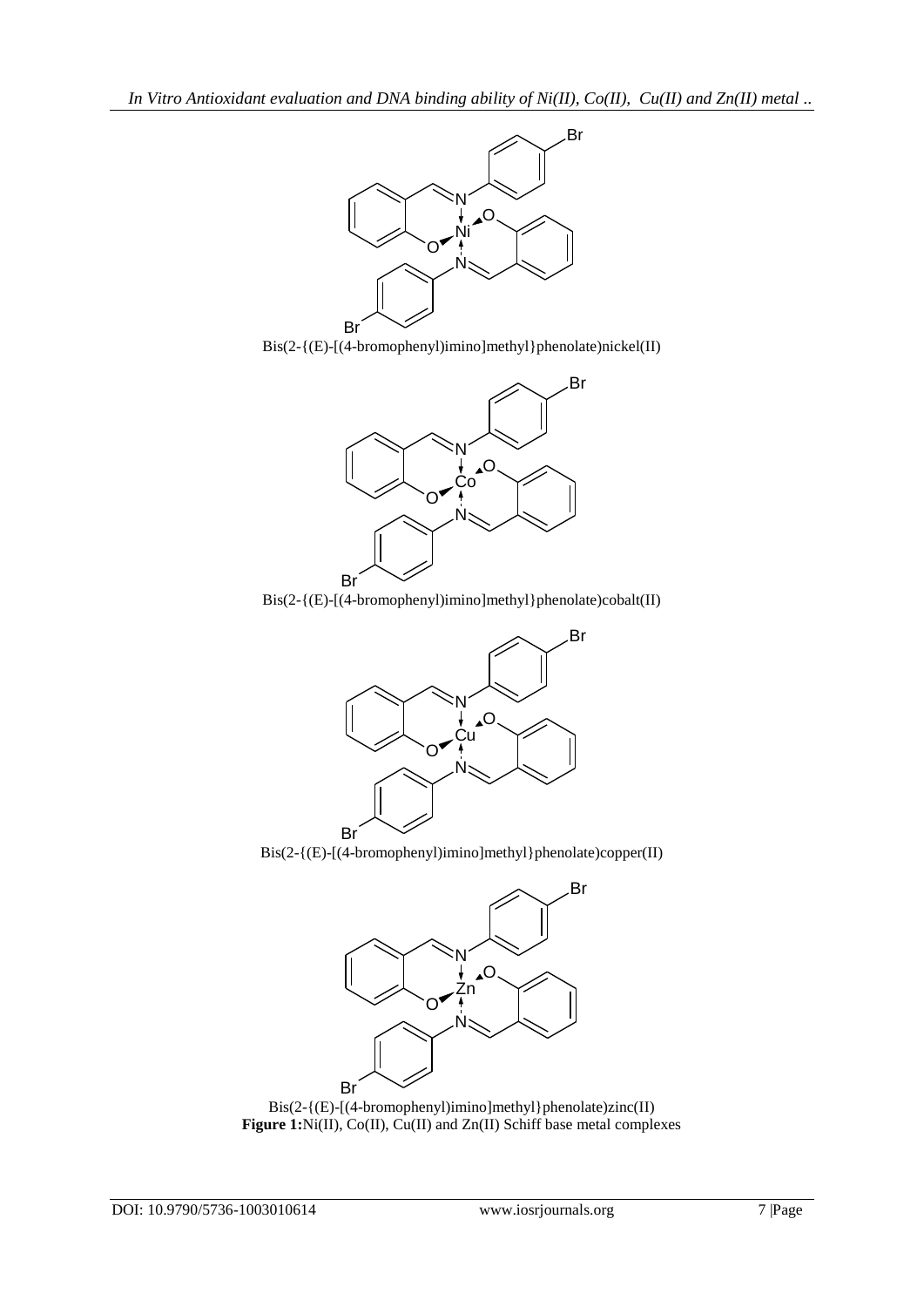Bis(2-{(E)-[(4-bromophenyl)imino]methyl}phenolate)nickel(II)

Bis(2-{(E)-[(4-bromophenyl)imino]methyl}phenolate)cobalt(II)

Bis(2-{(E)-[(4-bromophenyl)imino]methyl}phenolate)copper(II)

Bis(2-{(E)-[(4-bromophenyl)imino]methyl}phenolate)zinc(II)

**Figure 1:** Ni(II), Co(II), Cu(II) and Zn(II) Schiff base metal complexes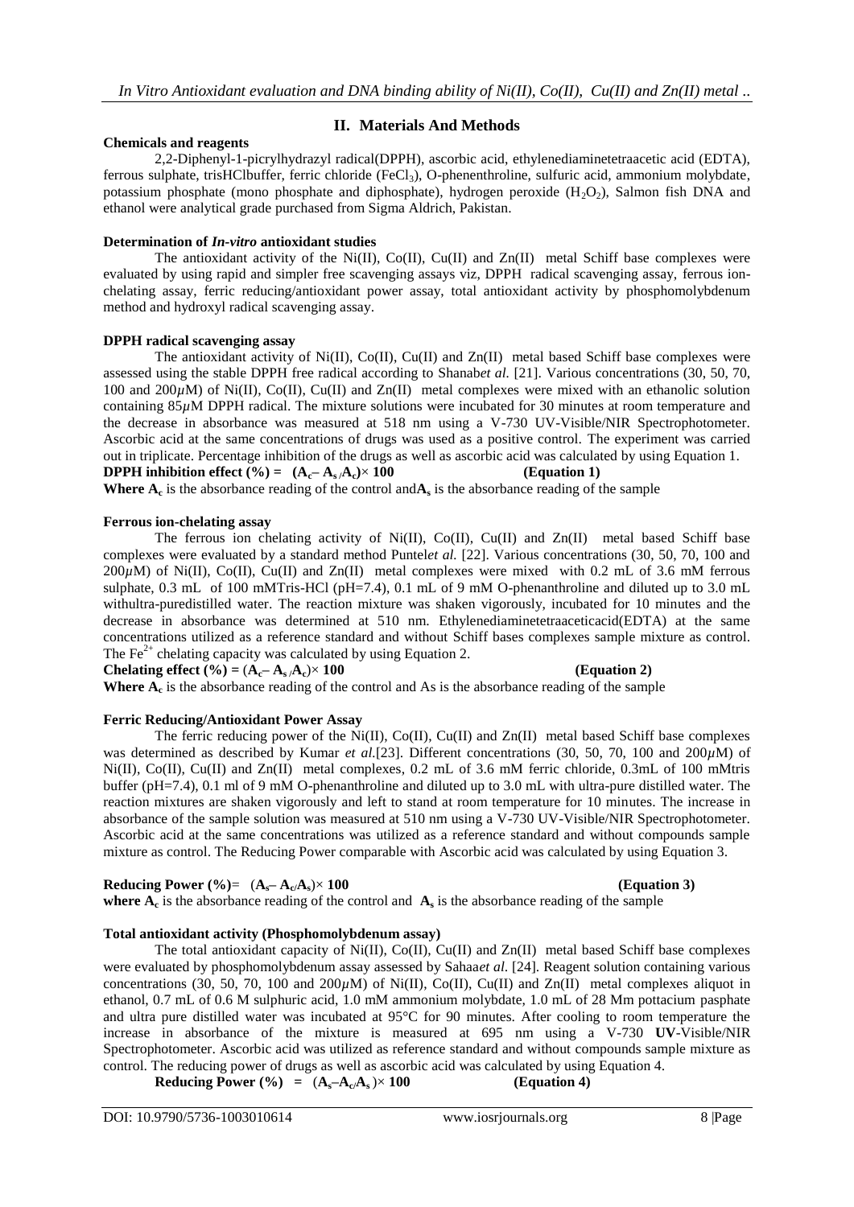## II. Materials And Methods

**Chemicals and reagents**

2,2-Diphenyl-1-picrylhydrazyl radical(DPPH), ascorbic acid, ethylenediaminetetraacetic acid (EDTA), ferrous sulphate, trisHClbuffer, ferric chloride ($FeCl_3$), O-phenenthroline, sulfuric acid, ammonium molybdate, potassium phosphate (mono phosphate and diphosphate), hydrogen peroxide ($H_2O_2$), Salmon fish DNA and ethanol were analytical grade purchased from Sigma Aldrich, Pakistan.

**Determination of *In-vitro* antioxidant studies**

The antioxidant activity of the Ni(II), Co(II), Cu(II) and Zn(II) metal Schiff base complexes were evaluated by using rapid and simpler free scavenging assays viz, DPPH radical scavenging assay, ferrous ion-chelating assay, ferric reducing/antioxidant power assay, total antioxidant activity by phosphomolybdenum method and hydroxyl radical scavenging assay.

**DPPH radical scavenging assay**

The antioxidant activity of Ni(II), Co(II), Cu(II) and Zn(II) metal based Schiff base complexes were assessed using the stable DPPH free radical according to Shanab*et al.* [21]. Various concentrations (30, 50, 70, 100 and 200$\mu$M) of Ni(II), Co(II), Cu(II) and Zn(II) metal complexes were mixed with an ethanolic solution containing 85$\mu$M DPPH radical. The mixture solutions were incubated for 30 minutes at room temperature and the decrease in absorbance was measured at 518 nm using a V-730 UV-Visible/NIR Spectrophotometer. Ascorbic acid at the same concentrations of drugs was used as a positive control. The experiment was carried out in triplicate. Percentage inhibition of the drugs as well as ascorbic acid was calculated by using Equation 1.

**DPPH inhibition effect (%) =** $(A_c - A_s / A_c) \times 100$ **(Equation 1)**

**Where** $A_c$ is the absorbance reading of the control and $A_s$ is the absorbance reading of the sample

**Ferrous ion-chelating assay**

The ferrous ion chelating activity of Ni(II), Co(II), Cu(II) and Zn(II) metal based Schiff base complexes were evaluated by a standard method Puntel*et al.* [22]. Various concentrations (30, 50, 70, 100 and 200$\mu$M) of Ni(II), Co(II), Cu(II) and Zn(II) metal complexes were mixed with 0.2 mL of 3.6 mM ferrous sulphate, 0.3 mL of 100 mMTris-HCl (pH=7.4), 0.1 mL of 9 mM O-phenanthroline and diluted up to 3.0 mL withultra-puredistilled water. The reaction mixture was shaken vigorously, incubated for 10 minutes and the decrease in absorbance was determined at 510 nm. Ethylenediaminetetraaceticacid(EDTA) at the same concentrations utilized as a reference standard and without Schiff bases complexes sample mixture as control. The $Fe^{2+}$ chelating capacity was calculated by using Equation 2.

**Chelating effect (%) =** $(A_c - A_s / A_c) \times 100$ **(Equation 2)**

**Where** $A_c$ is the absorbance reading of the control and As is the absorbance reading of the sample

**Ferric Reducing/Antioxidant Power Assay**

The ferric reducing power of the Ni(II), Co(II), Cu(II) and Zn(II) metal based Schiff base complexes was determined as described by Kumar *et al.*[23]. Different concentrations (30, 50, 70, 100 and 200$\mu$M) of Ni(II), Co(II), Cu(II) and Zn(II) metal complexes, 0.2 mL of 3.6 mM ferric chloride, 0.3mL of 100 mMtris buffer (pH=7.4), 0.1 ml of 9 mM O-phenanthroline and diluted up to 3.0 mL with ultra-pure distilled water. The reaction mixtures are shaken vigorously and left to stand at room temperature for 10 minutes. The increase in absorbance of the sample solution was measured at 510 nm using a V-730 UV-Visible/NIR Spectrophotometer. Ascorbic acid at the same concentrations was utilized as a reference standard and without compounds sample mixture as control. The Reducing Power comparable with Ascorbic acid was calculated by using Equation 3.

**Reducing Power (%)=** $(A_s - A_c / A_s) \times 100$ **(Equation 3)**

**where** $A_c$ is the absorbance reading of the control and $A_s$ is the absorbance reading of the sample

**Total antioxidant activity (Phosphomolybdenum assay)**

The total antioxidant capacity of Ni(II), Co(II), Cu(II) and Zn(II) metal based Schiff base complexes were evaluated by phosphomolybdenum assay assessed by Sahaa*et al.* [24]. Reagent solution containing various concentrations (30, 50, 70, 100 and 200$\mu$M) of Ni(II), Co(II), Cu(II) and Zn(II) metal complexes aliquot in ethanol, 0.7 mL of 0.6 M sulphuric acid, 1.0 mM ammonium molybdate, 1.0 mL of 28 Mm pottacium pasphate and ultra pure distilled water was incubated at 95°C for 90 minutes. After cooling to room temperature the increase in absorbance of the mixture is measured at 695 nm using a V-730 UV-Visible/NIR Spectrophotometer. Ascorbic acid was utilized as reference standard and without compounds sample mixture as control. The reducing power of drugs as well as ascorbic acid was calculated by using Equation 4.

**Reducing Power (%) =** $(A_s - A_c / A_s) \times 100$ **(Equation 4)**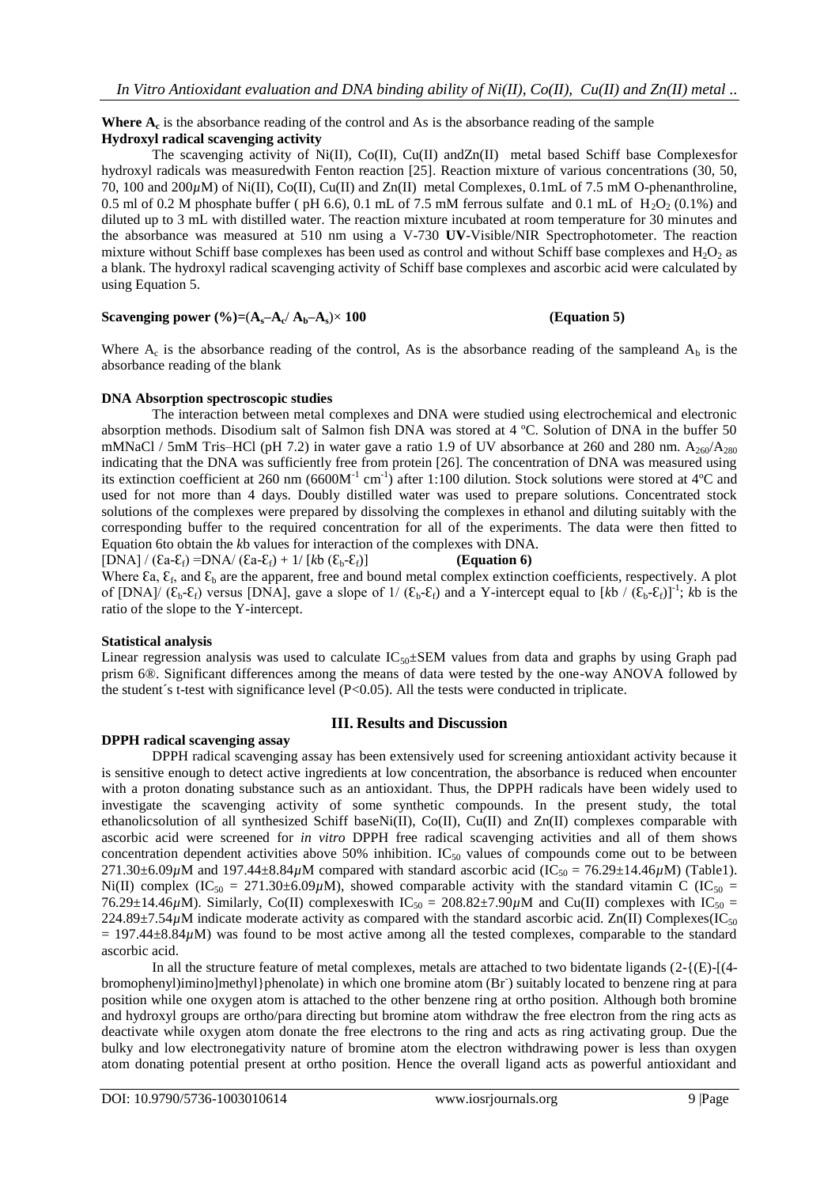**Where $A_c$** is the absorbance reading of the control and As is the absorbance reading of the sample

**Hydroxyl radical scavenging activity**

The scavenging activity of Ni(II), Co(II), Cu(II) andZn(II) metal based Schiff base Complexesfor hydroxyl radicals was measuredwith Fenton reaction [25]. Reaction mixture of various concentrations (30, 50, 70, 100 and 200$\mu$M) of Ni(II), Co(II), Cu(II) and Zn(II) metal Complexes, 0.1mL of 7.5 mM O-phenanthroline, 0.5 ml of 0.2 M phosphate buffer ( pH 6.6), 0.1 mL of 7.5 mM ferrous sulfate and 0.1 mL of $H_2O_2$ (0.1%) and diluted up to 3 mL with distilled water. The reaction mixture incubated at room temperature for 30 minutes and the absorbance was measured at 510 nm using a V-730 **UV**-Visible/NIR Spectrophotometer. The reaction mixture without Schiff base complexes has been used as control and without Schiff base complexes and $H_2O_2$ as a blank. The hydroxyl radical scavenging activity of Schiff base complexes and ascorbic acid were calculated by using Equation 5.

**Scavenging power (%)=($A_s$–$A_c$/ $A_b$–$A_s$)× 100** **(Equation 5)**

Where $A_c$ is the absorbance reading of the control, As is the absorbance reading of the sampleand $A_b$ is the absorbance reading of the blank

**DNA Absorption spectroscopic studies**

The interaction between metal complexes and DNA were studied using electrochemical and electronic absorption methods. Disodium salt of Salmon fish DNA was stored at 4 ºC. Solution of DNA in the buffer 50 mMNaCl / 5mM Tris–HCl (pH 7.2) in water gave a ratio 1.9 of UV absorbance at 260 and 280 nm. $A_{260}/A_{280}$ indicating that the DNA was sufficiently free from protein [26]. The concentration of DNA was measured using its extinction coefficient at 260 nm (6600$M^{-1}$ $cm^{-1}$) after 1:100 dilution. Stock solutions were stored at 4ºC and used for not more than 4 days. Doubly distilled water was used to prepare solutions. Concentrated stock solutions of the complexes were prepared by dissolving the complexes in ethanol and diluting suitably with the corresponding buffer to the required concentration for all of the experiments. The data were then fitted to Equation 6to obtain the *k*b values for interaction of the complexes with DNA.

$[DNA] / (\varepsilon_a-\varepsilon_f) = DNA/ (\varepsilon_a-\varepsilon_f) + 1/ [kb\ (\varepsilon_b-\varepsilon_f)]$ **(Equation 6)**

Where $\varepsilon_a$, $\varepsilon_f$, and $\varepsilon_b$ are the apparent, free and bound metal complex extinction coefficients, respectively. A plot of [DNA]/ ($\varepsilon_b$-$\varepsilon_f$) versus [DNA], gave a slope of 1/ ($\varepsilon_b$-$\varepsilon_f$) and a Y-intercept equal to $[kb / (\varepsilon_b-\varepsilon_f)]^{-1}$; *k*b is the ratio of the slope to the Y-intercept.

**Statistical analysis**

Linear regression analysis was used to calculate $IC_{50}$±SEM values from data and graphs by using Graph pad prism 6®. Significant differences among the means of data were tested by the one-way ANOVA followed by the student´s t-test with significance level ($P<0.05$). All the tests were conducted in triplicate.

## III. Results and Discussion

**DPPH radical scavenging assay**

DPPH radical scavenging assay has been extensively used for screening antioxidant activity because it is sensitive enough to detect active ingredients at low concentration, the absorbance is reduced when encounter with a proton donating substance such as an antioxidant. Thus, the DPPH radicals have been widely used to investigate the scavenging activity of some synthetic compounds. In the present study, the total ethanolicsolution of all synthesized Schiff baseNi(II), Co(II), Cu(II) and Zn(II) complexes comparable with ascorbic acid were screened for *in vitro* DPPH free radical scavenging activities and all of them shows concentration dependent activities above 50% inhibition. $IC_{50}$ values of compounds come out to be between 271.30±6.09$\mu$M and 197.44±8.84$\mu$M compared with standard ascorbic acid ($IC_{50}$ = 76.29±14.46$\mu$M) (Table1). Ni(II) complex ($IC_{50}$ = 271.30±6.09$\mu$M), showed comparable activity with the standard vitamin C ($IC_{50}$ = 76.29±14.46$\mu$M). Similarly, Co(II) complexeswith $IC_{50}$ = 208.82±7.90$\mu$M and Cu(II) complexes with $IC_{50}$ = 224.89±7.54$\mu$M indicate moderate activity as compared with the standard ascorbic acid. Zn(II) Complexes($IC_{50}$ = 197.44±8.84$\mu$M) was found to be most active among all the tested complexes, comparable to the standard ascorbic acid.

In all the structure feature of metal complexes, metals are attached to two bidentate ligands (2-{(E)-[(4-bromophenyl)imino]methyl}phenolate) in which one bromine atom ($Br^-$) suitably located to benzene ring at para position while one oxygen atom is attached to the other benzene ring at ortho position. Although both bromine and hydroxyl groups are ortho/para directing but bromine atom withdraw the free electron from the ring acts as deactivate while oxygen atom donate the free electrons to the ring and acts as ring activating group. Due the bulky and low electronegativity nature of bromine atom the electron withdrawing power is less than oxygen atom donating potential present at ortho position. Hence the overall ligand acts as powerful antioxidant and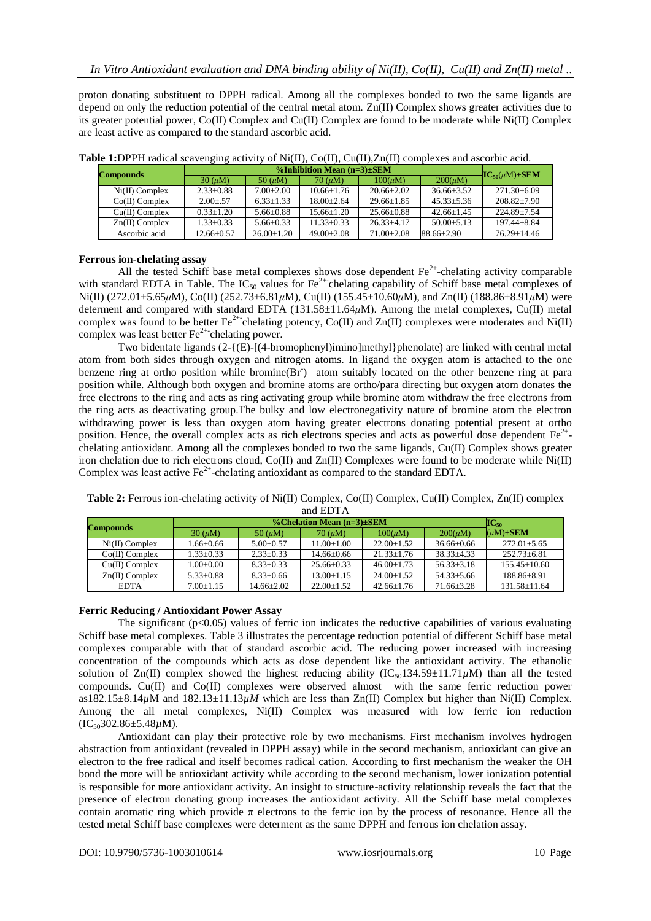proton donating substituent to DPPH radical. Among all the complexes bonded to two the same ligands are depend on only the reduction potential of the central metal atom. Zn(II) Complex shows greater activities due to its greater potential power, Co(II) Complex and Cu(II) Complex are found to be moderate while Ni(II) Complex are least active as compared to the standard ascorbic acid.

**Table 1:** DPPH radical scavenging activity of Ni(II), Co(II), Cu(II), Zn(II) complexes and ascorbic acid.

| Compounds | %Inhibition Mean (n=3)±SEM | | | | | $IC_{50}$($\mu$M)±SEM |
|---|---|---|---|---|---|---|
| | 30 ($\mu$M) | 50 ($\mu$M) | 70 ($\mu$M) | 100($\mu$M) | 200($\mu$M) | |
| Ni(II) Complex | 2.33±0.88 | 7.00±2.00 | 10.66±1.76 | 20.66±2.02 | 36.66±3.52 | 271.30±6.09 |
| Co(II) Complex | 2.00±.57 | 6.33±1.33 | 18.00±2.64 | 29.66±1.85 | 45.33±5.36 | 208.82±7.90 |
| Cu(II) Complex | 0.33±1.20 | 5.66±0.88 | 15.66±1.20 | 25.66±0.88 | 42.66±1.45 | 224.89±7.54 |
| Zn(II) Complex | 1.33±0.33 | 5.66±0.33 | 11.33±0.33 | 26.33±4.17 | 50.00±5.13 | 197.44±8.84 |
| Ascorbic acid | 12.66±0.57 | 26.00±1.20 | 49.00±2.08 | 71.00±2.08 | 88.66±2.90 | 76.29±14.46 |

**Ferrous ion-chelating assay**

All the tested Schiff base metal complexes shows dose dependent $Fe^{2+}$-chelating activity comparable with standard EDTA in Table. The $IC_{50}$ values for $Fe^{2+}$-chelating capability of Schiff base metal complexes of Ni(II) (272.01±5.65$\mu$M), Co(II) (252.73±6.81$\mu$M), Cu(II) (155.45±10.60$\mu$M), and Zn(II) (188.86±8.91$\mu$M) were determent and compared with standard EDTA (131.58±11.64$\mu$M). Among the metal complexes, Cu(II) metal complex was found to be better $Fe^{2+}$chelating potency, Co(II) and Zn(II) complexes were moderates and Ni(II) complex was least better $Fe^{2+}$chelating power.

Two bidentate ligands (2-{(E)-[(4-bromophenyl)imino]methyl}phenolate) are linked with central metal atom from both sides through oxygen and nitrogen atoms. In ligand the oxygen atom is attached to the one benzene ring at ortho position while bromine($Br^-$) atom suitably located on the other benzene ring at para position while. Although both oxygen and bromine atoms are ortho/para directing but oxygen atom donates the free electrons to the ring and acts as ring activating group while bromine atom withdraw the free electrons from the ring acts as deactivating group.The bulky and low electronegativity nature of bromine atom the electron withdrawing power is less than oxygen atom having greater electrons donating potential present at ortho position. Hence, the overall complex acts as rich electrons species and acts as powerful dose dependent $Fe^{2+}$-chelating antioxidant. Among all the complexes bonded to two the same ligands, Cu(II) Complex shows greater iron chelation due to rich electrons cloud, Co(II) and Zn(II) Complexes were found to be moderate while Ni(II) Complex was least active $Fe^{2+}$-chelating antioxidant as compared to the standard EDTA.

**Table 2:** Ferrous ion-chelating activity of Ni(II) Complex, Co(II) Complex, Cu(II) Complex, Zn(II) complex and EDTA

| Compounds | %Chelation Mean (n=3)±SEM | | | | | $IC_{50}$ ($\mu$M)±SEM |
|---|---|---|---|---|---|---|
| | 30 ($\mu$M) | 50 ($\mu$M) | 70 ($\mu$M) | 100($\mu$M) | 200($\mu$M) | |
| Ni(II) Complex | 1.66±0.66 | 5.00±0.57 | 11.00±1.00 | 22.00±1.52 | 36.66±0.66 | 272.01±5.65 |
| Co(II) Complex | 1.33±0.33 | 2.33±0.33 | 14.66±0.66 | 21.33±1.76 | 38.33±4.33 | 252.73±6.81 |
| Cu(II) Complex | 1.00±0.00 | 8.33±0.33 | 25.66±0.33 | 46.00±1.73 | 56.33±3.18 | 155.45±10.60 |
| Zn(II) Complex | 5.33±0.88 | 8.33±0.66 | 13.00±1.15 | 24.00±1.52 | 54.33±5.66 | 188.86±8.91 |
| EDTA | 7.00±1.15 | 14.66±2.02 | 22.00±1.52 | 42.66±1.76 | 71.66±3.28 | 131.58±11.64 |

**Ferric Reducing / Antioxidant Power Assay**

The significant ($p<0.05$) values of ferric ion indicates the reductive capabilities of various evaluating Schiff base metal complexes. Table 3 illustrates the percentage reduction potential of different Schiff base metal complexes comparable with that of standard ascorbic acid. The reducing power increased with increasing concentration of the compounds which acts as dose dependent like the antioxidant activity. The ethanolic solution of Zn(II) complex showed the highest reducing ability ($IC_{50}$134.59±11.71$\mu$M) than all the tested compounds. Cu(II) and Co(II) complexes were observed almost with the same ferric reduction power as182.15±8.14$\mu$M and 182.13±11.13$\mu$M which are less than Zn(II) Complex but higher than Ni(II) Complex. Among the all metal complexes, Ni(II) Complex was measured with low ferric ion reduction ($IC_{50}$302.86±5.48$\mu$M).

Antioxidant can play their protective role by two mechanisms. First mechanism involves hydrogen abstraction from antioxidant (revealed in DPPH assay) while in the second mechanism, antioxidant can give an electron to the free radical and itself becomes radical cation. According to first mechanism the weaker the OH bond the more will be antioxidant activity while according to the second mechanism, lower ionization potential is responsible for more antioxidant activity. An insight to structure-activity relationship reveals the fact that the presence of electron donating group increases the antioxidant activity. All the Schiff base metal complexes contain aromatic ring which provide $\pi$ electrons to the ferric ion by the process of resonance. Hence all the tested metal Schiff base complexes were determent as the same DPPH and ferrous ion chelation assay.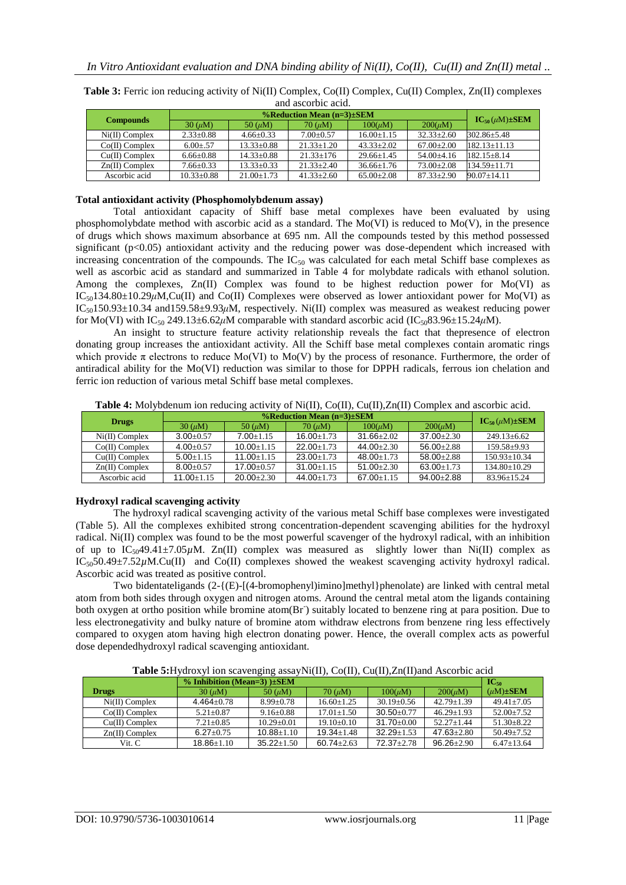**Table 3:** Ferric ion reducing activity of Ni(II) Complex, Co(II) Complex, Cu(II) Complex, Zn(II) complexes and ascorbic acid.

| Compounds | %Reduction Mean (n=3)±SEM | | | | | $IC_{50}$ ($\mu$M)±SEM |
|---|---|---|---|---|---|---|
| | 30 ($\mu$M) | 50 ($\mu$M) | 70 ($\mu$M) | 100($\mu$M) | 200($\mu$M) | |
| Ni(II) Complex | 2.33±0.88 | 4.66±0.33 | 7.00±0.57 | 16.00±1.15 | 32.33±2.60 | 302.86±5.48 |
| Co(II) Complex | 6.00±.57 | 13.33±0.88 | 21.33±1.20 | 43.33±2.02 | 67.00±2.00 | 182.13±11.13 |
| Cu(II) Complex | 6.66±0.88 | 14.33±0.88 | 21.33±176 | 29.66±1.45 | 54.00±4.16 | 182.15±8.14 |
| Zn(II) Complex | 7.66±0.33 | 13.33±0.33 | 21.33±2.40 | 36.66±1.76 | 73.00±2.08 | 134.59±11.71 |
| Ascorbic acid | 10.33±0.88 | 21.00±1.73 | 41.33±2.60 | 65.00±2.08 | 87.33±2.90 | 90.07±14.11 |

**Total antioxidant activity (Phosphomolybdenum assay)**

Total antioxidant capacity of Shiff base metal complexes have been evaluated by using phosphomolybdate method with ascorbic acid as a standard. The Mo(VI) is reduced to Mo(V), in the presence of drugs which shows maximum absorbance at 695 nm. All the compounds tested by this method possessed significant ($p<0.05$) antioxidant activity and the reducing power was dose-dependent which increased with increasing concentration of the compounds. The $IC_{50}$ was calculated for each metal Schiff base complexes as well as ascorbic acid as standard and summarized in Table 4 for molybdate radicals with ethanol solution. Among the complexes, Zn(II) Complex was found to be highest reduction power for Mo(VI) as $IC_{50}$134.80±10.29$\mu$M,Cu(II) and Co(II) Complexes were observed as lower antioxidant power for Mo(VI) as $IC_{50}$150.93±10.34 and159.58±9.93$\mu$M, respectively. Ni(II) complex was measured as weakest reducing power for Mo(VI) with $IC_{50}$ 249.13±6.62$\mu$M comparable with standard ascorbic acid ($IC_{50}$83.96±15.24$\mu$M).

An insight to structure feature activity relationship reveals the fact that thepresence of electron donating group increases the antioxidant activity. All the Schiff base metal complexes contain aromatic rings which provide π electrons to reduce Mo(VI) to Mo(V) by the process of resonance. Furthermore, the order of antiradical ability for the Mo(VI) reduction was similar to those for DPPH radicals, ferrous ion chelation and ferric ion reduction of various metal Schiff base metal complexes.

**Table 4:** Molybdenum ion reducing activity of Ni(II), Co(II), Cu(II),Zn(II) Complex and ascorbic acid.

| Drugs | %Reduction Mean (n=3)±SEM | | | | | $IC_{50}$ ($\mu$M)±SEM |
|---|---|---|---|---|---|---|
| | 30 ($\mu$M) | 50 ($\mu$M) | 70 ($\mu$M) | 100($\mu$M) | 200($\mu$M) | |
| Ni(II) Complex | 3.00±0.57 | 7.00±1.15 | 16.00±1.73 | 31.66±2.02 | 37.00±2.30 | 249.13±6.62 |
| Co(II) Complex | 4.00±0.57 | 10.00±1.15 | 22.00±1.73 | 44.00±2.30 | 56.00±2.88 | 159.58±9.93 |
| Cu(II) Complex | 5.00±1.15 | 11.00±1.15 | 23.00±1.73 | 48.00±1.73 | 58.00±2.88 | 150.93±10.34 |
| Zn(II) Complex | 8.00±0.57 | 17.00±0.57 | 31.00±1.15 | 51.00±2.30 | 63.00±1.73 | 134.80±10.29 |
| Ascorbic acid | 11.00±1.15 | 20.00±2.30 | 44.00±1.73 | 67.00±1.15 | 94.00±2.88 | 83.96±15.24 |

**Hydroxyl radical scavenging activity**

The hydroxyl radical scavenging activity of the various metal Schiff base complexes were investigated (Table 5). All the complexes exhibited strong concentration-dependent scavenging abilities for the hydroxyl radical. Ni(II) complex was found to be the most powerful scavenger of the hydroxyl radical, with an inhibition of up to $IC_{50}$49.41±7.05$\mu$M. Zn(II) complex was measured as slightly lower than Ni(II) complex as $IC_{50}$50.49±7.52$\mu$M.Cu(II) and Co(II) complexes showed the weakest scavenging activity hydroxyl radical. Ascorbic acid was treated as positive control.

Two bidentateligands (2-{(E)-[(4-bromophenyl)imino]methyl}phenolate) are linked with central metal atom from both sides through oxygen and nitrogen atoms. Around the central metal atom the ligands containing both oxygen at ortho position while bromine atom($Br^-$) suitably located to benzene ring at para position. Due to less electronegativity and bulky nature of bromine atom withdraw electrons from benzene ring less effectively compared to oxygen atom having high electron donating power. Hence, the overall complex acts as powerful dose dependedhydroxyl radical scavenging antioxidant.

**Table 5:**Hydroxyl ion scavenging assayNi(II), Co(II), Cu(II),Zn(II)and Ascorbic acid

| Drugs | % Inhibition (Mean=3) )±SEM | | | | | $IC_{50}$ ($\mu$M)±SEM |
|---|---|---|---|---|---|---|
| | 30 ($\mu$M) | 50 ($\mu$M) | 70 ($\mu$M) | 100($\mu$M) | 200($\mu$M) | |
| Ni(II) Complex | 4.464±0.78 | 8.99±0.78 | 16.60±1.25 | 30.19±0.56 | 42.79±1.39 | 49.41±7.05 |
| Co(II) Complex | 5.21±0.87 | 9.16±0.88 | 17.01±1.50 | 30.50±0.77 | 46.29±1.93 | 52.00±7.52 |
| Cu(II) Complex | 7.21±0.85 | 10.29±0.01 | 19.10±0.10 | 31.70±0.00 | 52.27±1.44 | 51.30±8.22 |
| Zn(II) Complex | 6.27±0.75 | 10.88±1.10 | 19.34±1.48 | 32.29±1.53 | 47.63±2.80 | 50.49±7.52 |
| Vit. C | 18.86±1.10 | 35.22±1.50 | 60.74±2.63 | 72.37±2.78 | 96.26±2.90 | 6.47±13.64 |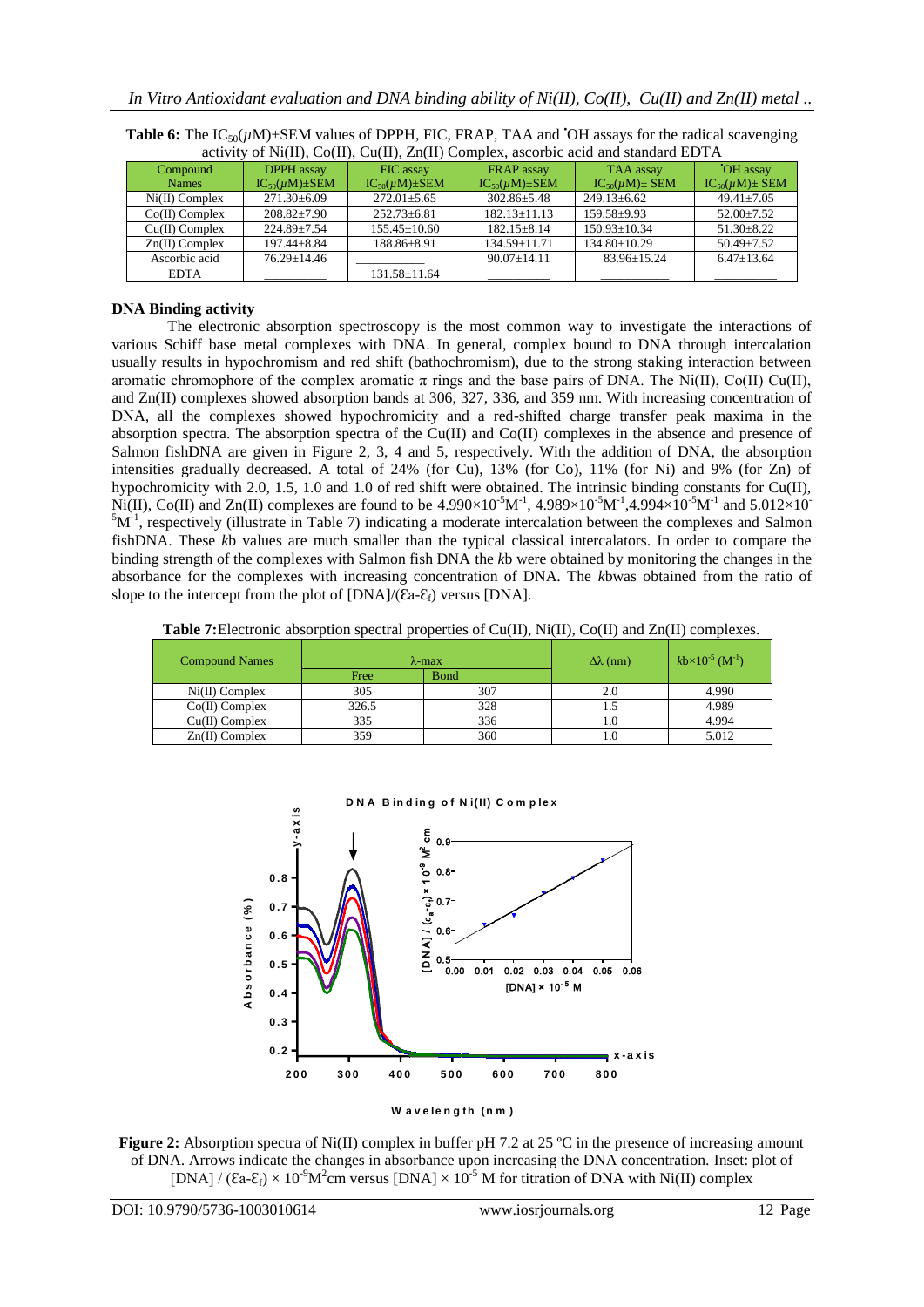**Table 6:** The $IC_{50}$($\mu$M)±SEM values of DPPH, FIC, FRAP, TAA and ˙OH assays for the radical scavenging activity of Ni(II), Co(II), Cu(II), Zn(II) Complex, ascorbic acid and standard EDTA

| Compound Names | DPPH assay $IC_{50}$($\mu$M)±SEM | FIC assay $IC_{50}$($\mu$M)±SEM | FRAP assay $IC_{50}$($\mu$M)±SEM | TAA assay $IC_{50}$($\mu$M)± SEM | ˙OH assay $IC_{50}$($\mu$M)± SEM |
|---|---|---|---|---|---|
| Ni(II) Complex | 271.30±6.09 | 272.01±5.65 | 302.86±5.48 | 249.13±6.62 | 49.41±7.05 |
| Co(II) Complex | 208.82±7.90 | 252.73±6.81 | 182.13±11.13 | 159.58±9.93 | 52.00±7.52 |
| Cu(II) Complex | 224.89±7.54 | 155.45±10.60 | 182.15±8.14 | 150.93±10.34 | 51.30±8.22 |
| Zn(II) Complex | 197.44±8.84 | 188.86±8.91 | 134.59±11.71 | 134.80±10.29 | 50.49±7.52 |
| Ascorbic acid | 76.29±14.46 | ________ | 90.07±14.11 | 83.96±15.24 | 6.47±13.64 |
| EDTA | ________ | 131.58±11.64 | ________ | ________ | ________ |

**DNA Binding activity**

The electronic absorption spectroscopy is the most common way to investigate the interactions of various Schiff base metal complexes with DNA. In general, complex bound to DNA through intercalation usually results in hypochromism and red shift (bathochromism), due to the strong staking interaction between aromatic chromophore of the complex aromatic $\pi$ rings and the base pairs of DNA. The Ni(II), Co(II) Cu(II), and Zn(II) complexes showed absorption bands at 306, 327, 336, and 359 nm. With increasing concentration of DNA, all the complexes showed hypochromicity and a red-shifted charge transfer peak maxima in the absorption spectra. The absorption spectra of the Cu(II) and Co(II) complexes in the absence and presence of Salmon fishDNA are given in Figure 2, 3, 4 and 5, respectively. With the addition of DNA, the absorption intensities gradually decreased. A total of 24% (for Cu), 13% (for Co), 11% (for Ni) and 9% (for Zn) of hypochromicity with 2.0, 1.5, 1.0 and 1.0 of red shift were obtained. The intrinsic binding constants for Cu(II), Ni(II), Co(II) and Zn(II) complexes are found to be $4.990\times10^{-5}M^{-1}$, $4.989\times10^{-5}M^{-1}$,$4.994\times10^{-5}M^{-1}$ and $5.012\times10^{-5}M^{-1}$, respectively (illustrate in Table 7) indicating a moderate intercalation between the complexes and Salmon fishDNA. These *k*b values are much smaller than the typical classical intercalators. In order to compare the binding strength of the complexes with Salmon fish DNA the *k*b were obtained by monitoring the changes in the absorbance for the complexes with increasing concentration of DNA. The *k*bwas obtained from the ratio of slope to the intercept from the plot of [DNA]/($\varepsilon_a$-$\varepsilon_f$) versus [DNA].

**Table 7:**Electronic absorption spectral properties of Cu(II), Ni(II), Co(II) and Zn(II) complexes.

| Compound Names | λ-max | | Δλ (nm) | $kb\times10^{-5}$ ($M^{-1}$) |
|---|---|---|---|---|
| | Free | Bond | | |
| Ni(II) Complex | 305 | 307 | 2.0 | 4.990 |
| Co(II) Complex | 326.5 | 328 | 1.5 | 4.989 |
| Cu(II) Complex | 335 | 336 | 1.0 | 4.994 |
| Zn(II) Complex | 359 | 360 | 1.0 | 5.012 |

**Figure 2:** Absorption spectra of Ni(II) complex in buffer pH 7.2 at 25 ºC in the presence of increasing amount of DNA. Arrows indicate the changes in absorbance upon increasing the DNA concentration. Inset: plot of [DNA] / ($\varepsilon_a$-$\varepsilon_f$) × $10^{-9}M^2$cm versus [DNA] × $10^{-5}$ M for titration of DNA with Ni(II) complex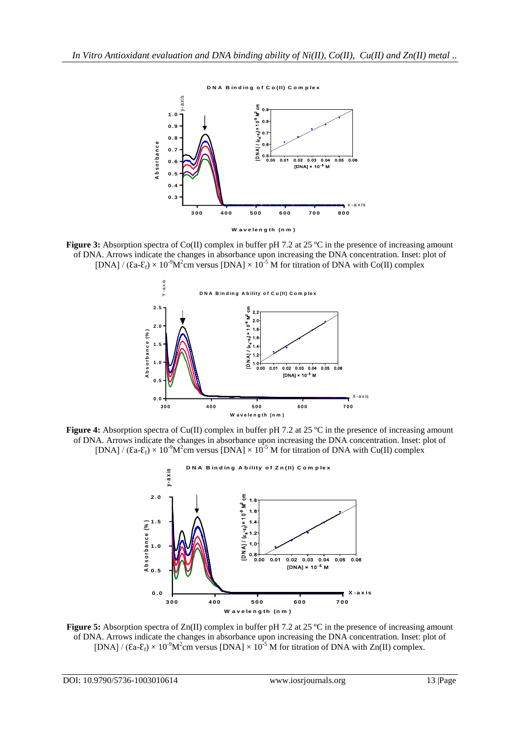**Figure 3:** Absorption spectra of Co(II) complex in buffer pH 7.2 at 25 ºC in the presence of increasing amount of DNA. Arrows indicate the changes in absorbance upon increasing the DNA concentration. Inset: plot of [DNA] / ($\varepsilon_a$-$\varepsilon_f$) × $10^{-9}$ $M^2$cm versus [DNA] × $10^{-5}$ M for titration of DNA with Co(II) complex

**Figure 4:** Absorption spectra of Cu(II) complex in buffer pH 7.2 at 25 ºC in the presence of increasing amount of DNA. Arrows indicate the changes in absorbance upon increasing the DNA concentration. Inset: plot of [DNA] / ($\varepsilon_a$-$\varepsilon_f$) × $10^{-9}$ $M^2$cm versus [DNA] × $10^{-5}$ M for titration of DNA with Cu(II) complex

**Figure 5:** Absorption spectra of Zn(II) complex in buffer pH 7.2 at 25 ºC in the presence of increasing amount of DNA. Arrows indicate the changes in absorbance upon increasing the DNA concentration. Inset: plot of [DNA] / ($\varepsilon_a$-$\varepsilon_f$) × $10^{-9}$ $M^2$cm versus [DNA] × $10^{-5}$ M for titration of DNA with Zn(II) complex.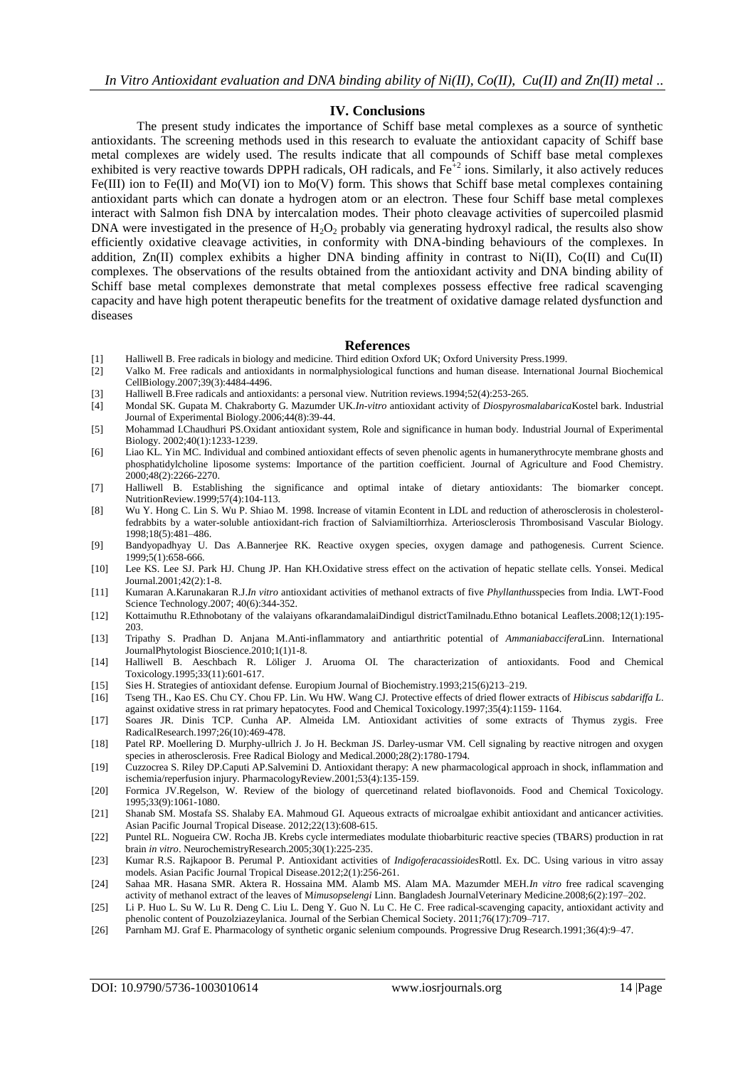## IV. Conclusions

The present study indicates the importance of Schiff base metal complexes as a source of synthetic antioxidants. The screening methods used in this research to evaluate the antioxidant capacity of Schiff base metal complexes are widely used. The results indicate that all compounds of Schiff base metal complexes exhibited is very reactive towards DPPH radicals, OH radicals, and $Fe^{+2}$ ions. Similarly, it also actively reduces Fe(III) ion to Fe(II) and Mo(VI) ion to Mo(V) form. This shows that Schiff base metal complexes containing antioxidant parts which can donate a hydrogen atom or an electron. These four Schiff base metal complexes interact with Salmon fish DNA by intercalation modes. Their photo cleavage activities of supercoiled plasmid DNA were investigated in the presence of $H_2O_2$ probably via generating hydroxyl radical, the results also show efficiently oxidative cleavage activities, in conformity with DNA-binding behaviours of the complexes. In addition, Zn(II) complex exhibits a higher DNA binding affinity in contrast to Ni(II), Co(II) and Cu(II) complexes. The observations of the results obtained from the antioxidant activity and DNA binding ability of Schiff base metal complexes demonstrate that metal complexes possess effective free radical scavenging capacity and have high potent therapeutic benefits for the treatment of oxidative damage related dysfunction and diseases

## References

[1] Halliwell B. Free radicals in biology and medicine. Third edition Oxford UK; Oxford University Press.1999.

[2] Valko M. Free radicals and antioxidants in normalphysiological functions and human disease. International Journal Biochemical CellBiology.2007;39(3):4484-4496.

[3] Halliwell B.Free radicals and antioxidants: a personal view. Nutrition reviews.1994;52(4):253-265.

[4] Mondal SK. Gupata M. Chakraborty G. Mazumder UK.*In-vitro* antioxidant activity of *DiospyrosmalabaricaK*ostel bark. Industrial Journal of Experimental Biology.2006;44(8):39-44.

[5] Mohammad I.Chaudhuri PS.Oxidant antioxidant system, Role and significance in human body. Industrial Journal of Experimental Biology. 2002;40(1):1233-1239.

[6] Liao KL. Yin MC. Individual and combined antioxidant effects of seven phenolic agents in humanerythrocyte membrane ghosts and phosphatidylcholine liposome systems: Importance of the partition coefficient. Journal of Agriculture and Food Chemistry. 2000;48(2):2266-2270.

[7] Halliwell B. Establishing the significance and optimal intake of dietary antioxidants: The biomarker concept. NutritionReview.1999;57(4):104-113.

[8] Wu Y. Hong C. Lin S. Wu P. Shiao M. 1998. Increase of vitamin Econtent in LDL and reduction of atherosclerosis in cholesterolfedrabbits by a water-soluble antioxidant-rich fraction of Salviamiltiorrhiza. Arteriosclerosis Thrombosisand Vascular Biology. 1998;18(5):481–486.

[9] Bandyopadhyay U. Das A.Bannerjee RK. Reactive oxygen species, oxygen damage and pathogenesis. Current Science. 1999;5(1):658-666.

[10] Lee KS. Lee SJ. Park HJ. Chung JP. Han KH.Oxidative stress effect on the activation of hepatic stellate cells. Yonsei. Medical Journal.2001;42(2):1-8.

[11] Kumaran A.Karunakaran R.J.*In vitro* antioxidant activities of methanol extracts of five *Phyllanthus*species from India. LWT-Food Science Technology.2007; 40(6):344-352.

[12] Kottaimuthu R.Ethnobotany of the valaiyans ofkarandamalaiDindigul districtTamilnadu.Ethno botanical Leaflets.2008;12(1):195-203.

[13] Tripathy S. Pradhan D. Anjana M.Anti-inflammatory and antiarthritic potential of *Ammaniabaccifera*Linn. International JournalPhytologist Bioscience.2010;1(1)1-8.

[14] Halliwell B. Aeschbach R. Löliger J. Aruoma OI. The characterization of antioxidants. Food and Chemical Toxicology.1995;33(11):601-617.

[15] Sies H. Strategies of antioxidant defense. Europium Journal of Biochemistry.1993;215(6)213–219.

[16] Tseng TH., Kao ES. Chu CY. Chou FP. Lin. Wu HW. Wang CJ. Protective effects of dried flower extracts of *Hibiscus sabdariffa L*. against oxidative stress in rat primary hepatocytes. Food and Chemical Toxicology.1997;35(4):1159- 1164.

[17] Soares JR. Dinis TCP. Cunha AP. Almeida LM. Antioxidant activities of some extracts of Thymus zygis. Free RadicalResearch.1997;26(10):469-478.

[18] Patel RP. Moellering D. Murphy-ullrich J. Jo H. Beckman JS. Darley-usmar VM. Cell signaling by reactive nitrogen and oxygen species in atherosclerosis. Free Radical Biology and Medical.2000;28(2):1780-1794.

[19] Cuzzocrea S. Riley DP.Caputi AP.Salvemini D. Antioxidant therapy: A new pharmacological approach in shock, inflammation and ischemia/reperfusion injury. PharmacologyReview.2001;53(4):135-159.

[20] Formica JV.Regelson, W. Review of the biology of quercetinand related bioflavonoids. Food and Chemical Toxicology. 1995;33(9):1061-1080.

[21] Shanab SM. Mostafa SS. Shalaby EA. Mahmoud GI. Aqueous extracts of microalgae exhibit antioxidant and anticancer activities. Asian Pacific Journal Tropical Disease. 2012;22(13):608-615.

[22] Puntel RL. Nogueira CW. Rocha JB. Krebs cycle intermediates modulate thiobarbituric reactive species (TBARS) production in rat brain *in vitro*. NeurochemistryResearch.2005;30(1):225-235.

[23] Kumar R.S. Rajkapoor B. Perumal P. Antioxidant activities of *Indigoferacassioides*Rottl. Ex. DC. Using various in vitro assay models. Asian Pacific Journal Tropical Disease.2012;2(1):256-261.

[24] Sahaa MR. Hasana SMR. Aktera R. Hossaina MM. Alamb MS. Alam MA. Mazumder MEH.*In vitro* free radical scavenging activity of methanol extract of the leaves of M*imusopselengi* Linn. Bangladesh JournalVeterinary Medicine.2008;6(2):197–202.

[25] Li P. Huo L. Su W. Lu R. Deng C. Liu L. Deng Y. Guo N. Lu C. He C. Free radical-scavenging capacity, antioxidant activity and phenolic content of Pouzolziazeylanica. Journal of the Serbian Chemical Society. 2011;76(17):709–717.

[26] Parnham MJ. Graf E. Pharmacology of synthetic organic selenium compounds. Progressive Drug Research.1991;36(4):9–47.